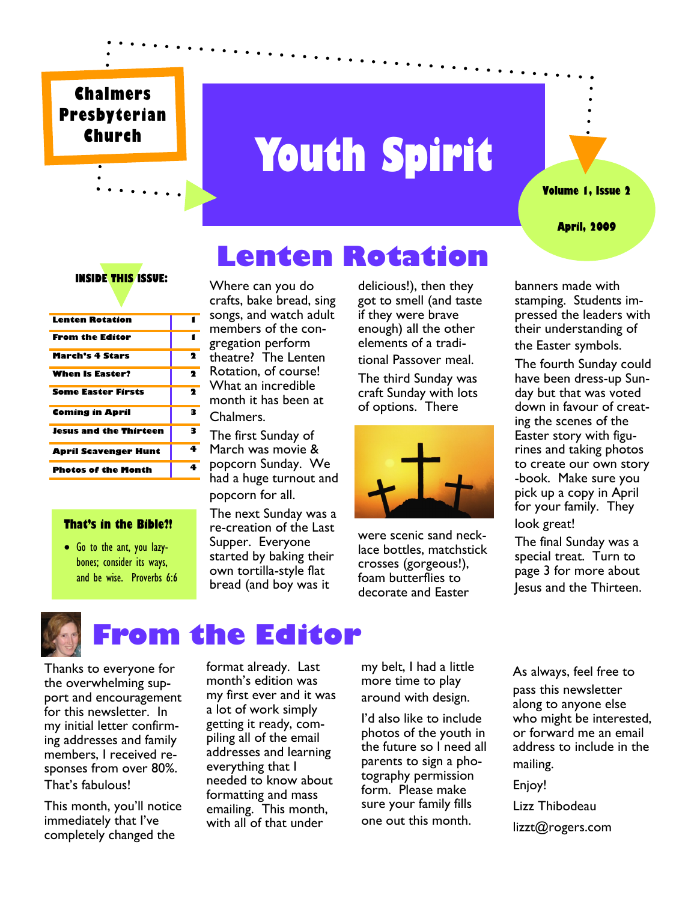Chalmers Presbyterian Church

# Youth Spirit

Volume 1, Issue 2

April, 2009

**INSIDE THIS ISSUE:**

| | |
|---|---|
| Lenten Rotation | 1 |
| From the Editor | 1 |
| March's 4 Stars | 2 |
| When Is Easter? | 2 |
| Some Easter Firsts | 2 |
| Coming in April | 3 |
| Jesus and the Thirteen | 3 |
| April Scavenger Hunt | 4 |
| Photos of the Month | 4 |

**That's in the Bible?!**

- Go to the ant, you lazy-bones; consider its ways, and be wise. Proverbs 6:6

## Lenten Rotation

Where can you do crafts, bake bread, sing songs, and watch adult members of the congregation perform theatre? The Lenten Rotation, of course! What an incredible month it has been at Chalmers.

The first Sunday of March was movie & popcorn Sunday. We had a huge turnout and popcorn for all.

The next Sunday was a re-creation of the Last Supper. Everyone started by baking their own tortilla-style flat bread (and boy was it delicious!), then they got to smell (and taste if they were brave enough) all the other elements of a traditional Passover meal.

The third Sunday was craft Sunday with lots of options. There were scenic sand necklace bottles, matchstick crosses (gorgeous!), foam butterflies to decorate and Easter banners made with stamping. Students impressed the leaders with their understanding of the Easter symbols.

The fourth Sunday could have been dress-up Sunday but that was voted down in favour of creating the scenes of the Easter story with figurines and taking photos to create our own story-book. Make sure you pick up a copy in April for your family. They look great!

The final Sunday was a special treat. Turn to page 3 for more about Jesus and the Thirteen.

## From the Editor

Thanks to everyone for the overwhelming support and encouragement for this newsletter. In my initial letter confirming addresses and family members, I received responses from over 80%. That's fabulous!

This month, you'll notice immediately that I've completely changed the format already. Last month's edition was my first ever and it was a lot of work simply getting it ready, compiling all of the email addresses and learning everything that I needed to know about formatting and mass emailing. This month, with all of that under my belt, I had a little more time to play around with design.

I'd also like to include photos of the youth in the future so I need all parents to sign a photography permission form. Please make sure your family fills one out this month.

As always, feel free to pass this newsletter along to anyone else who might be interested, or forward me an email address to include in the mailing.

Enjoy!

Lizz Thibodeau

lizzt@rogers.com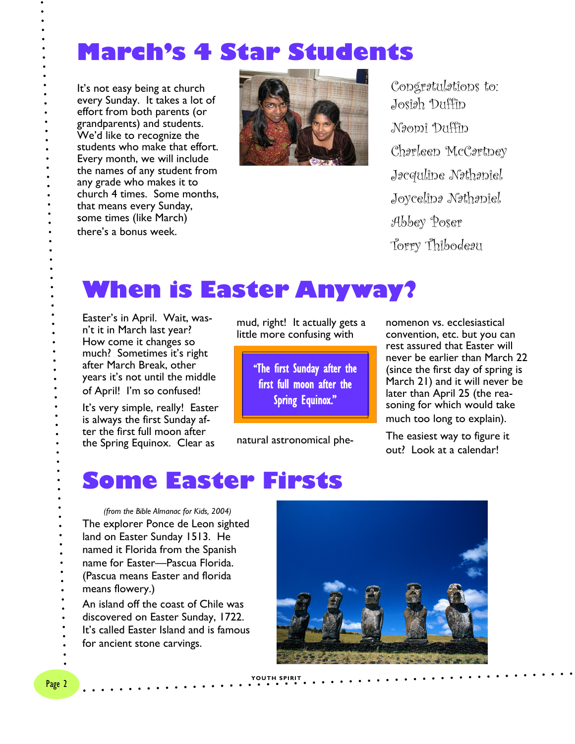# March's 4 Star Students

It's not easy being at church every Sunday. It takes a lot of effort from both parents (or grandparents) and students. We'd like to recognize the students who make that effort. Every month, we will include the names of any student from any grade who makes it to church 4 times. Some months, that means every Sunday, some times (like March) there's a bonus week.

Congratulations to:
Josiah Duffin
Naomi Duffin
Charleen McCartney
Jacquline Nathaniel
Joycelina Nathaniel
Abbey Poser
Torry Thibodeau

# When is Easter Anyway?

Easter's in April. Wait, wasn't it in March last year? How come it changes so much? Sometimes it's right after March Break, other years it's not until the middle of April! I'm so confused!

It's very simple, really! Easter is always the first Sunday after the first full moon after the Spring Equinox. Clear as mud, right! It actually gets a little more confusing with natural astronomical phenomenon vs. ecclesiastical convention, etc. but you can rest assured that Easter will never be earlier than March 22 (since the first day of spring is March 21) and it will never be later than April 25 (the reasoning for which would take much too long to explain).

> "The first Sunday after the first full moon after the Spring Equinox."

The easiest way to figure it out? Look at a calendar!

# Some Easter Firsts

*(from the Bible Almanac for Kids, 2004)*

The explorer Ponce de Leon sighted land on Easter Sunday 1513. He named it Florida from the Spanish name for Easter—Pascua Florida. (Pascua means Easter and florida means flowery.)

An island off the coast of Chile was discovered on Easter Sunday, 1722. It's called Easter Island and is famous for ancient stone carvings.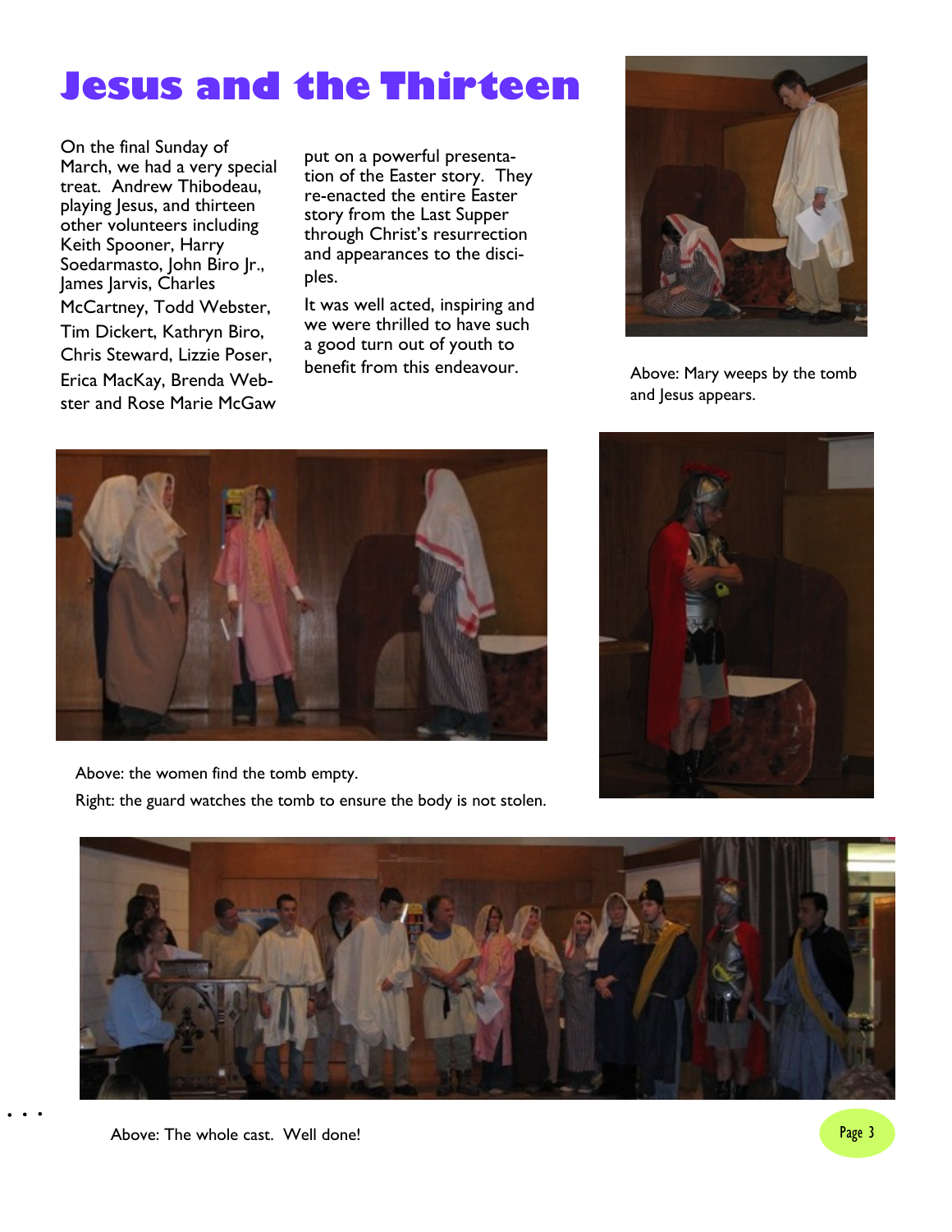# Jesus and the Thirteen

On the final Sunday of March, we had a very special treat. Andrew Thibodeau, playing Jesus, and thirteen other volunteers including Keith Spooner, Harry Soedarmasto, John Biro Jr., James Jarvis, Charles McCartney, Todd Webster, Tim Dickert, Kathryn Biro, Chris Steward, Lizzie Poser, Erica MacKay, Brenda Webster and Rose Marie McGaw put on a powerful presentation of the Easter story. They re-enacted the entire Easter story from the Last Supper through Christ's resurrection and appearances to the disciples.

It was well acted, inspiring and we were thrilled to have such a good turn out of youth to benefit from this endeavour.

Above: Mary weeps by the tomb and Jesus appears.

Above: the women find the tomb empty.

Right: the guard watches the tomb to ensure the body is not stolen.

Above: The whole cast. Well done!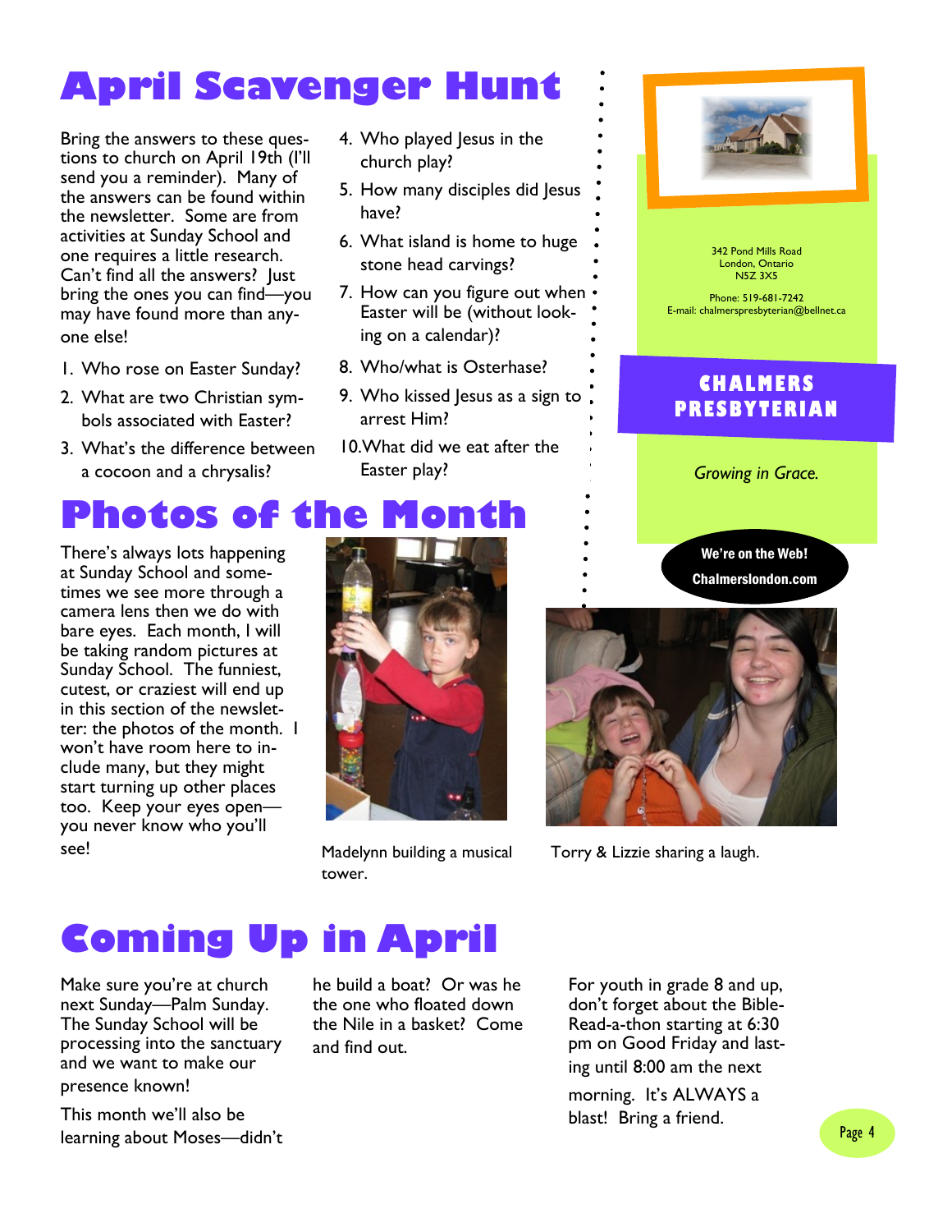# April Scavenger Hunt

Bring the answers to these questions to church on April 19th (I'll send you a reminder). Many of the answers can be found within the newsletter. Some are from activities at Sunday School and one requires a little research. Can't find all the answers? Just bring the ones you can find—you may have found more than anyone else!

1. Who rose on Easter Sunday?
2. What are two Christian symbols associated with Easter?
3. What's the difference between a cocoon and a chrysalis?
4. Who played Jesus in the church play?
5. How many disciples did Jesus have?
6. What island is home to huge stone head carvings?
7. How can you figure out when Easter will be (without looking on a calendar)?
8. Who/what is Osterhase?
9. Who kissed Jesus as a sign to arrest Him?
10. What did we eat after the Easter play?

342 Pond Mills Road
London, Ontario
N5Z 3X5

Phone: 519-681-7242
E-mail: chalmerspresbyterian@bellnet.ca

**CHALMERS PRESBYTERIAN**

*Growing in Grace.*

**We're on the Web!**
**Chalmerslondon.com**

# Photos of the Month

There's always lots happening at Sunday School and sometimes we see more through a camera lens then we do with bare eyes. Each month, I will be taking random pictures at Sunday School. The funniest, cutest, or craziest will end up in this section of the newsletter: the photos of the month. I won't have room here to include many, but they might start turning up other places too. Keep your eyes open—you never know who you'll see!

Madelynn building a musical tower.

Torry & Lizzie sharing a laugh.

# Coming Up in April

Make sure you're at church next Sunday—Palm Sunday. The Sunday School will be processing into the sanctuary and we want to make our presence known!

This month we'll also be learning about Moses—didn't he build a boat? Or was he the one who floated down the Nile in a basket? Come and find out.

For youth in grade 8 and up, don't forget about the Bible-Read-a-thon starting at 6:30 pm on Good Friday and lasting until 8:00 am the next morning. It's ALWAYS a blast! Bring a friend.